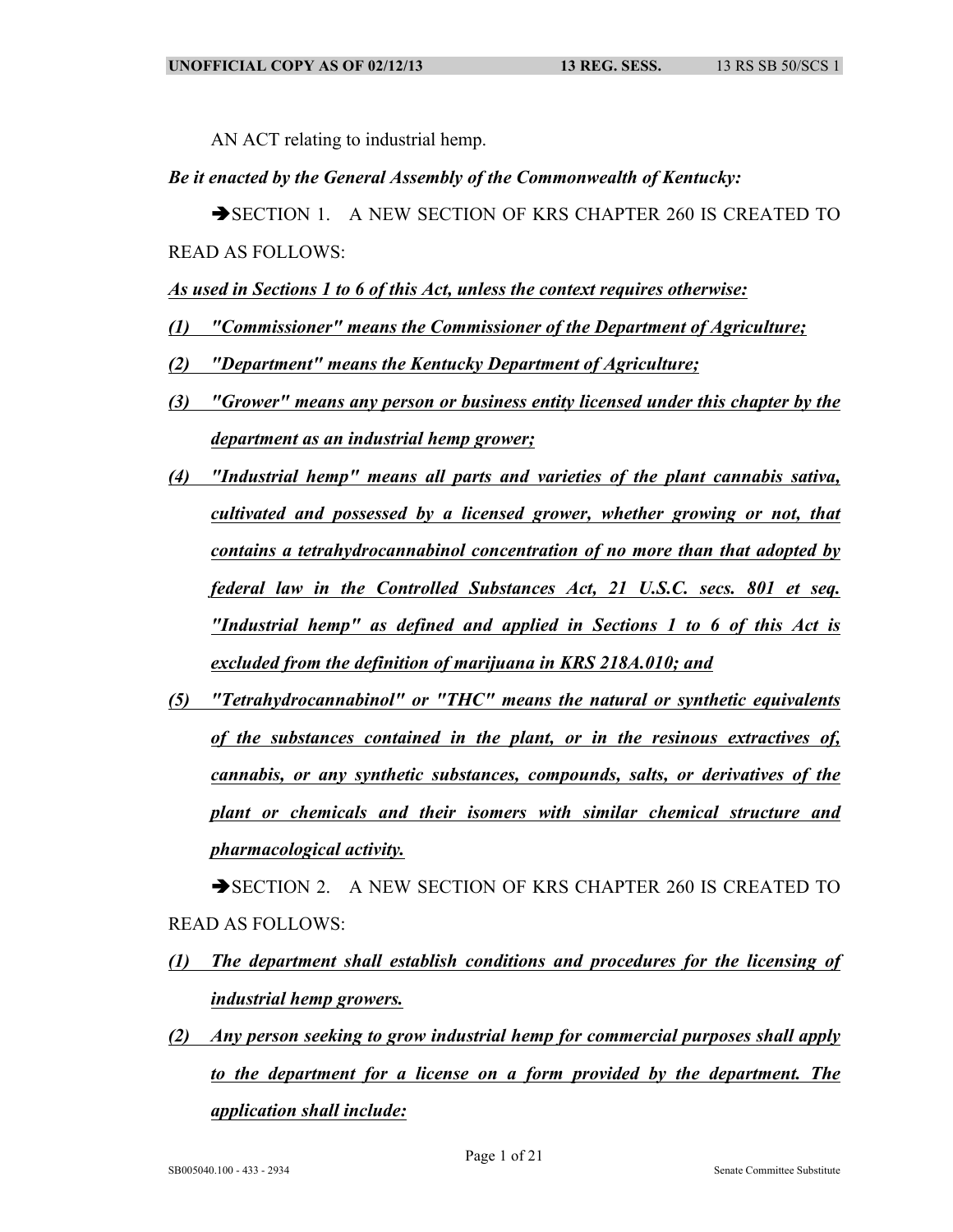AN ACT relating to industrial hemp.

***Be it enacted by the General Assembly of the Commonwealth of Kentucky:***

➔SECTION 1. A NEW SECTION OF KRS CHAPTER 260 IS CREATED TO READ AS FOLLOWS:

***As used in Sections 1 to 6 of this Act, unless the context requires otherwise:***

***(1) "Commissioner" means the Commissioner of the Department of Agriculture;***

***(2) "Department" means the Kentucky Department of Agriculture;***

***(3) "Grower" means any person or business entity licensed under this chapter by the department as an industrial hemp grower;***

***(4) "Industrial hemp" means all parts and varieties of the plant cannabis sativa, cultivated and possessed by a licensed grower, whether growing or not, that contains a tetrahydrocannabinol concentration of no more than that adopted by federal law in the Controlled Substances Act, 21 U.S.C. secs. 801 et seq. "Industrial hemp" as defined and applied in Sections 1 to 6 of this Act is excluded from the definition of marijuana in KRS 218A.010; and***

***(5) "Tetrahydrocannabinol" or "THC" means the natural or synthetic equivalents of the substances contained in the plant, or in the resinous extractives of, cannabis, or any synthetic substances, compounds, salts, or derivatives of the plant or chemicals and their isomers with similar chemical structure and pharmacological activity.***

➔SECTION 2. A NEW SECTION OF KRS CHAPTER 260 IS CREATED TO READ AS FOLLOWS:

***(1) The department shall establish conditions and procedures for the licensing of industrial hemp growers.***

***(2) Any person seeking to grow industrial hemp for commercial purposes shall apply to the department for a license on a form provided by the department. The application shall include:***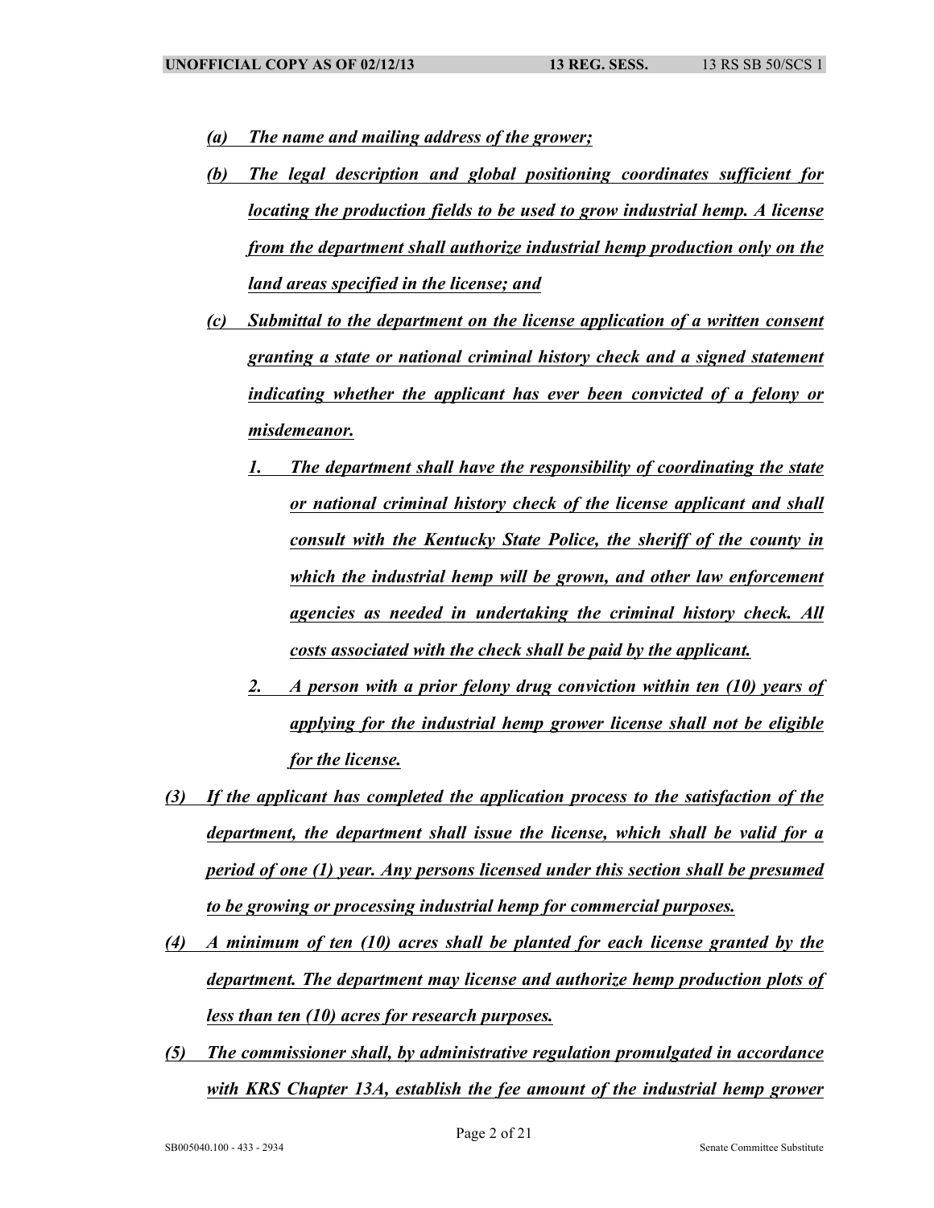*(a) The name and mailing address of the grower;*

*(b) The legal description and global positioning coordinates sufficient for locating the production fields to be used to grow industrial hemp. A license from the department shall authorize industrial hemp production only on the land areas specified in the license; and*

*(c) Submittal to the department on the license application of a written consent granting a state or national criminal history check and a signed statement indicating whether the applicant has ever been convicted of a felony or misdemeanor.*

*1. The department shall have the responsibility of coordinating the state or national criminal history check of the license applicant and shall consult with the Kentucky State Police, the sheriff of the county in which the industrial hemp will be grown, and other law enforcement agencies as needed in undertaking the criminal history check. All costs associated with the check shall be paid by the applicant.*

*2. A person with a prior felony drug conviction within ten (10) years of applying for the industrial hemp grower license shall not be eligible for the license.*

*(3) If the applicant has completed the application process to the satisfaction of the department, the department shall issue the license, which shall be valid for a period of one (1) year. Any persons licensed under this section shall be presumed to be growing or processing industrial hemp for commercial purposes.*

*(4) A minimum of ten (10) acres shall be planted for each license granted by the department. The department may license and authorize hemp production plots of less than ten (10) acres for research purposes.*

*(5) The commissioner shall, by administrative regulation promulgated in accordance with KRS Chapter 13A, establish the fee amount of the industrial hemp grower*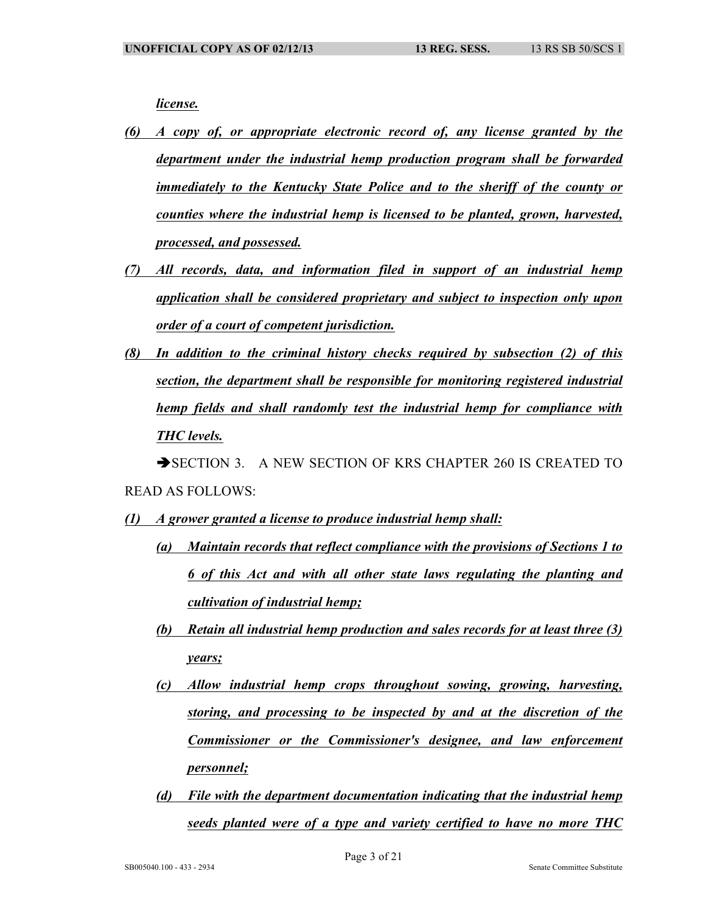***license.***

***(6) A copy of, or appropriate electronic record of, any license granted by the department under the industrial hemp production program shall be forwarded immediately to the Kentucky State Police and to the sheriff of the county or counties where the industrial hemp is licensed to be planted, grown, harvested, processed, and possessed.***

***(7) All records, data, and information filed in support of an industrial hemp application shall be considered proprietary and subject to inspection only upon order of a court of competent jurisdiction.***

***(8) In addition to the criminal history checks required by subsection (2) of this section, the department shall be responsible for monitoring registered industrial hemp fields and shall randomly test the industrial hemp for compliance with THC levels.***

➔SECTION 3. A NEW SECTION OF KRS CHAPTER 260 IS CREATED TO READ AS FOLLOWS:

***(1) A grower granted a license to produce industrial hemp shall:***

***(a) Maintain records that reflect compliance with the provisions of Sections 1 to 6 of this Act and with all other state laws regulating the planting and cultivation of industrial hemp;***

***(b) Retain all industrial hemp production and sales records for at least three (3) years;***

***(c) Allow industrial hemp crops throughout sowing, growing, harvesting, storing, and processing to be inspected by and at the discretion of the Commissioner or the Commissioner's designee, and law enforcement personnel;***

***(d) File with the department documentation indicating that the industrial hemp seeds planted were of a type and variety certified to have no more THC***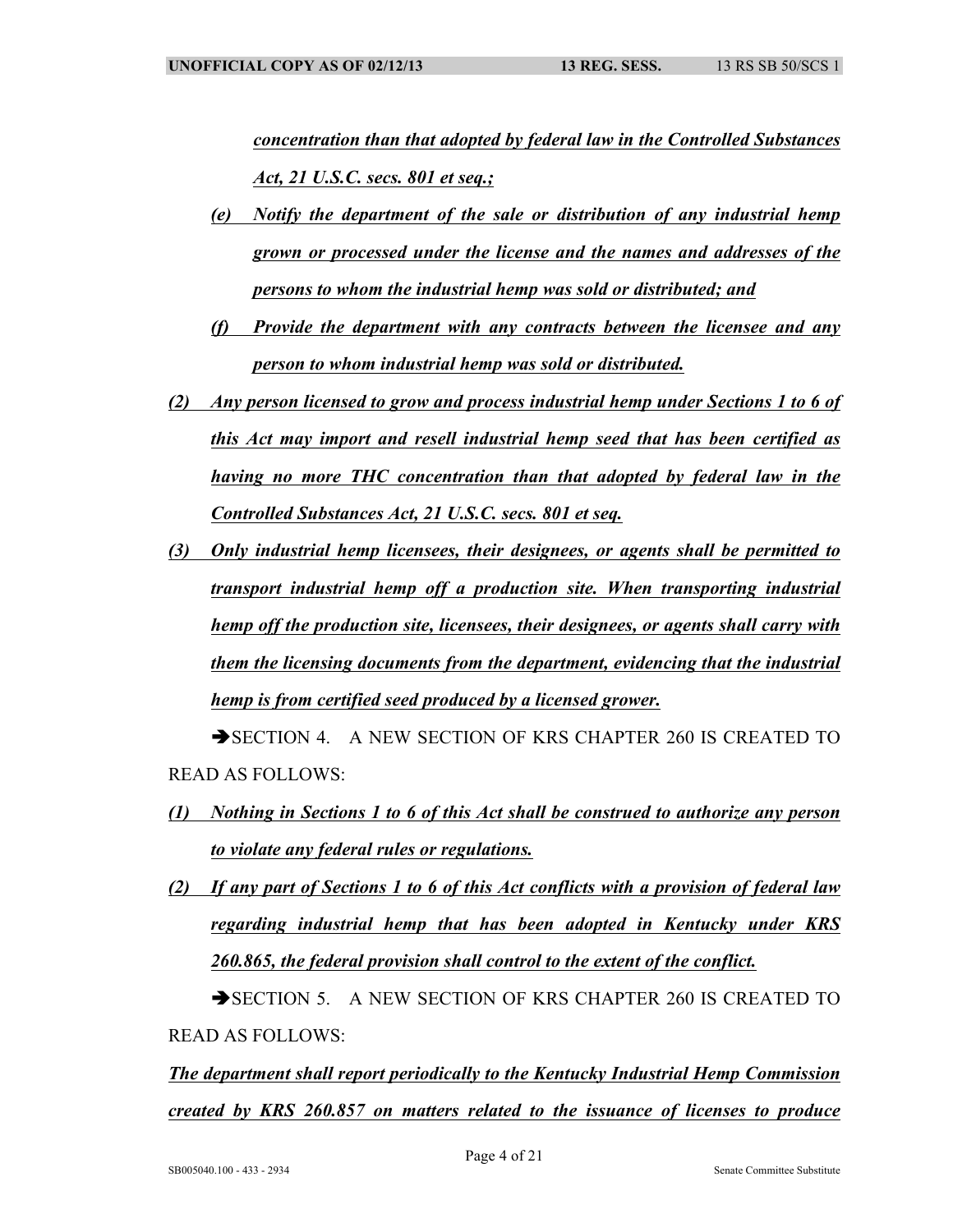*concentration than that adopted by federal law in the Controlled Substances Act, 21 U.S.C. secs. 801 et seq.;*

*(e) Notify the department of the sale or distribution of any industrial hemp grown or processed under the license and the names and addresses of the persons to whom the industrial hemp was sold or distributed; and*

*(f) Provide the department with any contracts between the licensee and any person to whom industrial hemp was sold or distributed.*

*(2) Any person licensed to grow and process industrial hemp under Sections 1 to 6 of this Act may import and resell industrial hemp seed that has been certified as having no more THC concentration than that adopted by federal law in the Controlled Substances Act, 21 U.S.C. secs. 801 et seq.*

*(3) Only industrial hemp licensees, their designees, or agents shall be permitted to transport industrial hemp off a production site. When transporting industrial hemp off the production site, licensees, their designees, or agents shall carry with them the licensing documents from the department, evidencing that the industrial hemp is from certified seed produced by a licensed grower.*

➔SECTION 4. A NEW SECTION OF KRS CHAPTER 260 IS CREATED TO READ AS FOLLOWS:

*(1) Nothing in Sections 1 to 6 of this Act shall be construed to authorize any person to violate any federal rules or regulations.*

*(2) If any part of Sections 1 to 6 of this Act conflicts with a provision of federal law regarding industrial hemp that has been adopted in Kentucky under KRS 260.865, the federal provision shall control to the extent of the conflict.*

➔SECTION 5. A NEW SECTION OF KRS CHAPTER 260 IS CREATED TO READ AS FOLLOWS:

*The department shall report periodically to the Kentucky Industrial Hemp Commission created by KRS 260.857 on matters related to the issuance of licenses to produce*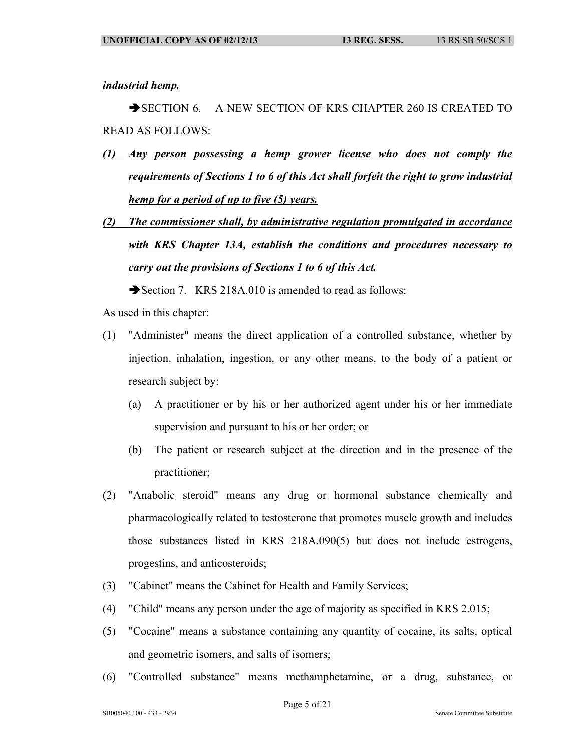***industrial hemp.***

➔SECTION 6. A NEW SECTION OF KRS CHAPTER 260 IS CREATED TO READ AS FOLLOWS:

***(1) Any person possessing a hemp grower license who does not comply the requirements of Sections 1 to 6 of this Act shall forfeit the right to grow industrial hemp for a period of up to five (5) years.***

***(2) The commissioner shall, by administrative regulation promulgated in accordance with KRS Chapter 13A, establish the conditions and procedures necessary to carry out the provisions of Sections 1 to 6 of this Act.***

➔Section 7. KRS 218A.010 is amended to read as follows:

As used in this chapter:

(1) "Administer" means the direct application of a controlled substance, whether by injection, inhalation, ingestion, or any other means, to the body of a patient or research subject by:

   (a) A practitioner or by his or her authorized agent under his or her immediate supervision and pursuant to his or her order; or

   (b) The patient or research subject at the direction and in the presence of the practitioner;

(2) "Anabolic steroid" means any drug or hormonal substance chemically and pharmacologically related to testosterone that promotes muscle growth and includes those substances listed in KRS 218A.090(5) but does not include estrogens, progestins, and anticosteroids;

(3) "Cabinet" means the Cabinet for Health and Family Services;

(4) "Child" means any person under the age of majority as specified in KRS 2.015;

(5) "Cocaine" means a substance containing any quantity of cocaine, its salts, optical and geometric isomers, and salts of isomers;

(6) "Controlled substance" means methamphetamine, or a drug, substance, or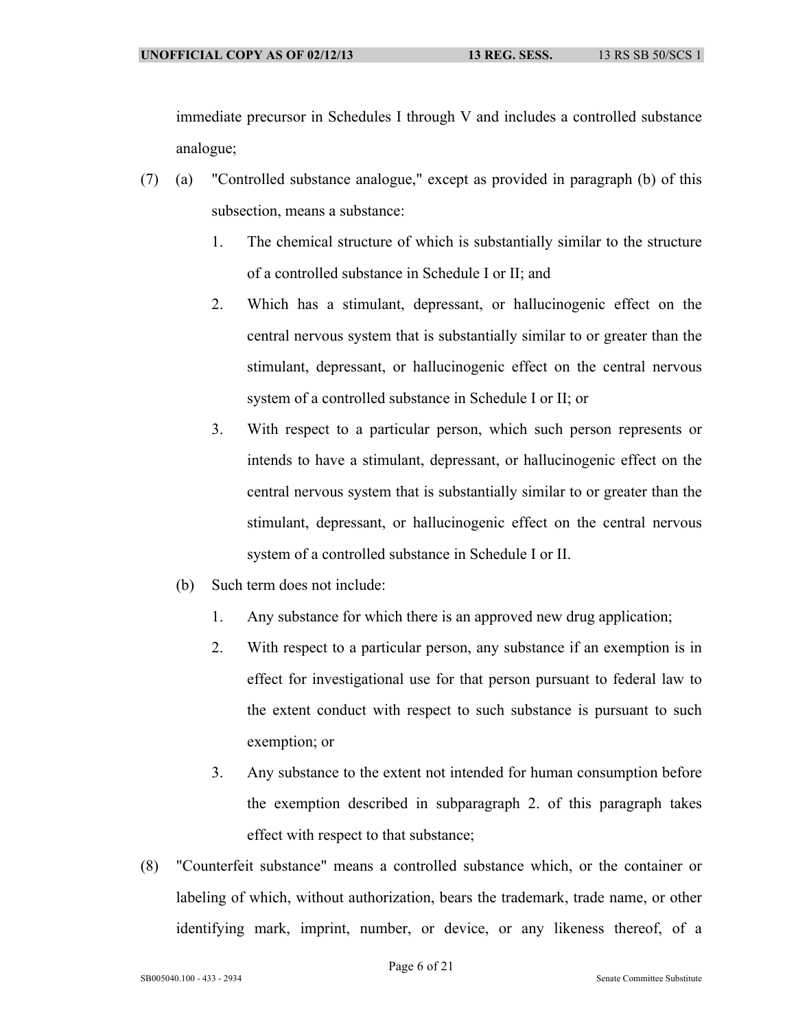immediate precursor in Schedules I through V and includes a controlled substance analogue;

(7) (a) "Controlled substance analogue," except as provided in paragraph (b) of this subsection, means a substance:

1. The chemical structure of which is substantially similar to the structure of a controlled substance in Schedule I or II; and

2. Which has a stimulant, depressant, or hallucinogenic effect on the central nervous system that is substantially similar to or greater than the stimulant, depressant, or hallucinogenic effect on the central nervous system of a controlled substance in Schedule I or II; or

3. With respect to a particular person, which such person represents or intends to have a stimulant, depressant, or hallucinogenic effect on the central nervous system that is substantially similar to or greater than the stimulant, depressant, or hallucinogenic effect on the central nervous system of a controlled substance in Schedule I or II.

(b) Such term does not include:

1. Any substance for which there is an approved new drug application;

2. With respect to a particular person, any substance if an exemption is in effect for investigational use for that person pursuant to federal law to the extent conduct with respect to such substance is pursuant to such exemption; or

3. Any substance to the extent not intended for human consumption before the exemption described in subparagraph 2. of this paragraph takes effect with respect to that substance;

(8) "Counterfeit substance" means a controlled substance which, or the container or labeling of which, without authorization, bears the trademark, trade name, or other identifying mark, imprint, number, or device, or any likeness thereof, of a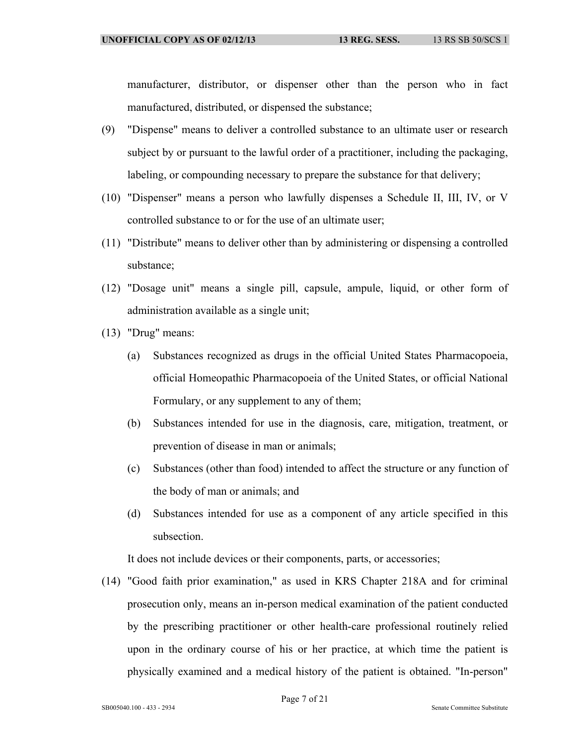manufacturer, distributor, or dispenser other than the person who in fact manufactured, distributed, or dispensed the substance;

(9) "Dispense" means to deliver a controlled substance to an ultimate user or research subject by or pursuant to the lawful order of a practitioner, including the packaging, labeling, or compounding necessary to prepare the substance for that delivery;

(10) "Dispenser" means a person who lawfully dispenses a Schedule II, III, IV, or V controlled substance to or for the use of an ultimate user;

(11) "Distribute" means to deliver other than by administering or dispensing a controlled substance;

(12) "Dosage unit" means a single pill, capsule, ampule, liquid, or other form of administration available as a single unit;

(13) "Drug" means:

(a) Substances recognized as drugs in the official United States Pharmacopoeia, official Homeopathic Pharmacopoeia of the United States, or official National Formulary, or any supplement to any of them;

(b) Substances intended for use in the diagnosis, care, mitigation, treatment, or prevention of disease in man or animals;

(c) Substances (other than food) intended to affect the structure or any function of the body of man or animals; and

(d) Substances intended for use as a component of any article specified in this subsection.

It does not include devices or their components, parts, or accessories;

(14) "Good faith prior examination," as used in KRS Chapter 218A and for criminal prosecution only, means an in-person medical examination of the patient conducted by the prescribing practitioner or other health-care professional routinely relied upon in the ordinary course of his or her practice, at which time the patient is physically examined and a medical history of the patient is obtained. "In-person"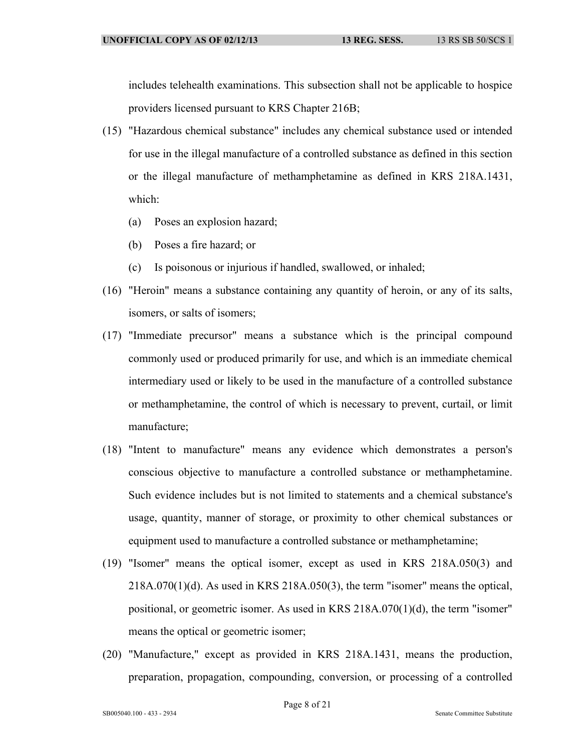includes telehealth examinations. This subsection shall not be applicable to hospice providers licensed pursuant to KRS Chapter 216B;

(15) "Hazardous chemical substance" includes any chemical substance used or intended for use in the illegal manufacture of a controlled substance as defined in this section or the illegal manufacture of methamphetamine as defined in KRS 218A.1431, which:

(a) Poses an explosion hazard;

(b) Poses a fire hazard; or

(c) Is poisonous or injurious if handled, swallowed, or inhaled;

(16) "Heroin" means a substance containing any quantity of heroin, or any of its salts, isomers, or salts of isomers;

(17) "Immediate precursor" means a substance which is the principal compound commonly used or produced primarily for use, and which is an immediate chemical intermediary used or likely to be used in the manufacture of a controlled substance or methamphetamine, the control of which is necessary to prevent, curtail, or limit manufacture;

(18) "Intent to manufacture" means any evidence which demonstrates a person's conscious objective to manufacture a controlled substance or methamphetamine. Such evidence includes but is not limited to statements and a chemical substance's usage, quantity, manner of storage, or proximity to other chemical substances or equipment used to manufacture a controlled substance or methamphetamine;

(19) "Isomer" means the optical isomer, except as used in KRS 218A.050(3) and 218A.070(1)(d). As used in KRS 218A.050(3), the term "isomer" means the optical, positional, or geometric isomer. As used in KRS 218A.070(1)(d), the term "isomer" means the optical or geometric isomer;

(20) "Manufacture," except as provided in KRS 218A.1431, means the production, preparation, propagation, compounding, conversion, or processing of a controlled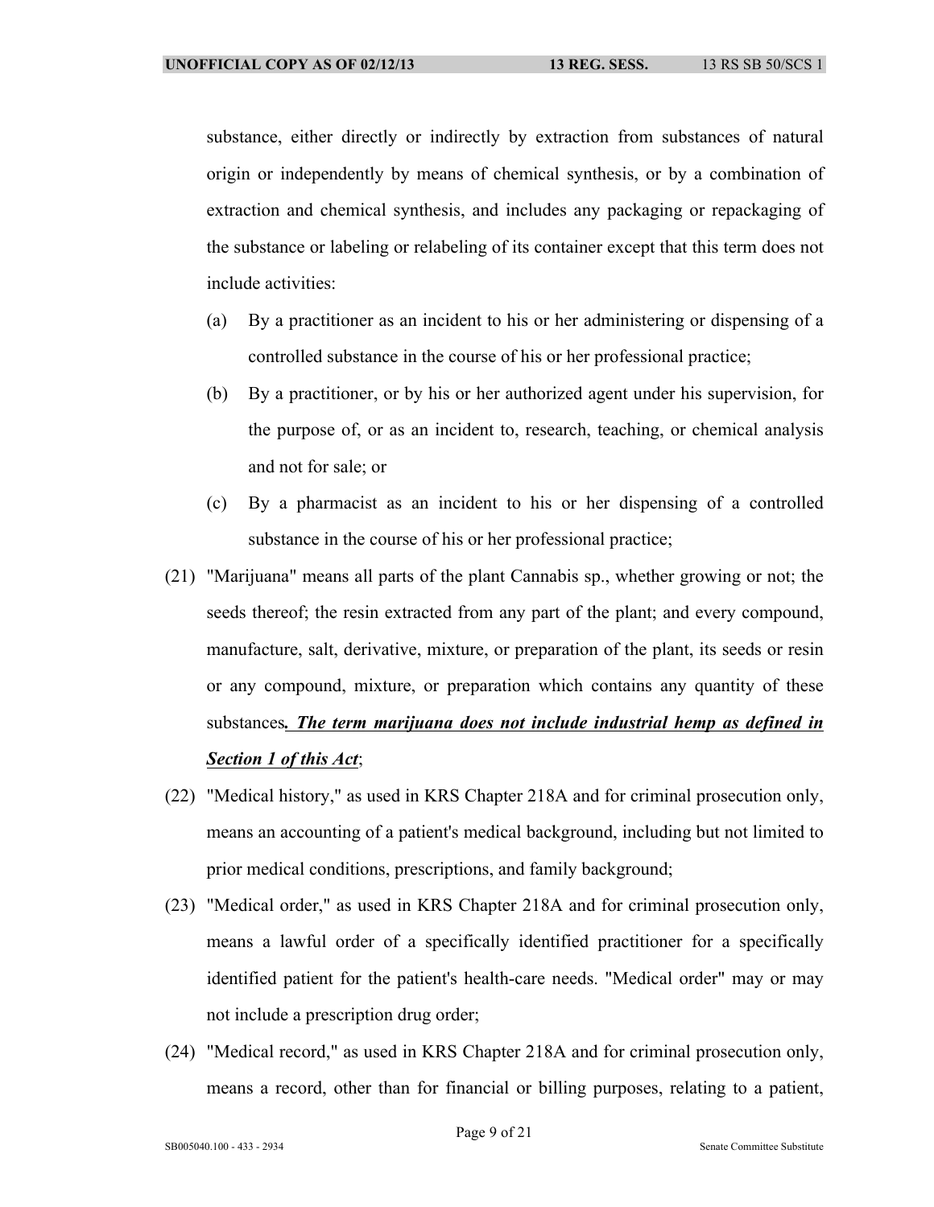substance, either directly or indirectly by extraction from substances of natural origin or independently by means of chemical synthesis, or by a combination of extraction and chemical synthesis, and includes any packaging or repackaging of the substance or labeling or relabeling of its container except that this term does not include activities:

(a) By a practitioner as an incident to his or her administering or dispensing of a controlled substance in the course of his or her professional practice;

(b) By a practitioner, or by his or her authorized agent under his supervision, for the purpose of, or as an incident to, research, teaching, or chemical analysis and not for sale; or

(c) By a pharmacist as an incident to his or her dispensing of a controlled substance in the course of his or her professional practice;

(21) "Marijuana" means all parts of the plant Cannabis sp., whether growing or not; the seeds thereof; the resin extracted from any part of the plant; and every compound, manufacture, salt, derivative, mixture, or preparation of the plant, its seeds or resin or any compound, mixture, or preparation which contains any quantity of these substances***. The term marijuana does not include industrial hemp as defined in Section 1 of this Act***;

(22) "Medical history," as used in KRS Chapter 218A and for criminal prosecution only, means an accounting of a patient's medical background, including but not limited to prior medical conditions, prescriptions, and family background;

(23) "Medical order," as used in KRS Chapter 218A and for criminal prosecution only, means a lawful order of a specifically identified practitioner for a specifically identified patient for the patient's health-care needs. "Medical order" may or may not include a prescription drug order;

(24) "Medical record," as used in KRS Chapter 218A and for criminal prosecution only, means a record, other than for financial or billing purposes, relating to a patient,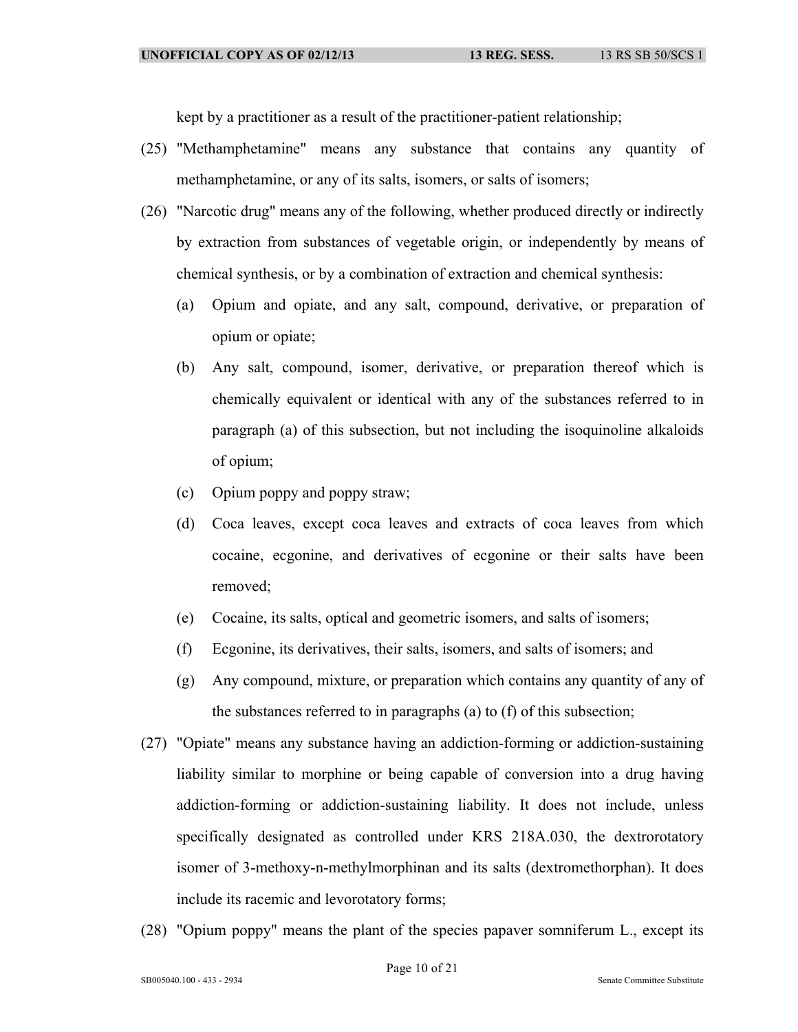kept by a practitioner as a result of the practitioner-patient relationship;

(25) "Methamphetamine" means any substance that contains any quantity of methamphetamine, or any of its salts, isomers, or salts of isomers;

(26) "Narcotic drug" means any of the following, whether produced directly or indirectly by extraction from substances of vegetable origin, or independently by means of chemical synthesis, or by a combination of extraction and chemical synthesis:

   (a) Opium and opiate, and any salt, compound, derivative, or preparation of opium or opiate;

   (b) Any salt, compound, isomer, derivative, or preparation thereof which is chemically equivalent or identical with any of the substances referred to in paragraph (a) of this subsection, but not including the isoquinoline alkaloids of opium;

   (c) Opium poppy and poppy straw;

   (d) Coca leaves, except coca leaves and extracts of coca leaves from which cocaine, ecgonine, and derivatives of ecgonine or their salts have been removed;

   (e) Cocaine, its salts, optical and geometric isomers, and salts of isomers;

   (f) Ecgonine, its derivatives, their salts, isomers, and salts of isomers; and

   (g) Any compound, mixture, or preparation which contains any quantity of any of the substances referred to in paragraphs (a) to (f) of this subsection;

(27) "Opiate" means any substance having an addiction-forming or addiction-sustaining liability similar to morphine or being capable of conversion into a drug having addiction-forming or addiction-sustaining liability. It does not include, unless specifically designated as controlled under KRS 218A.030, the dextrorotatory isomer of 3-methoxy-n-methylmorphinan and its salts (dextromethorphan). It does include its racemic and levorotatory forms;

(28) "Opium poppy" means the plant of the species papaver somniferum L., except its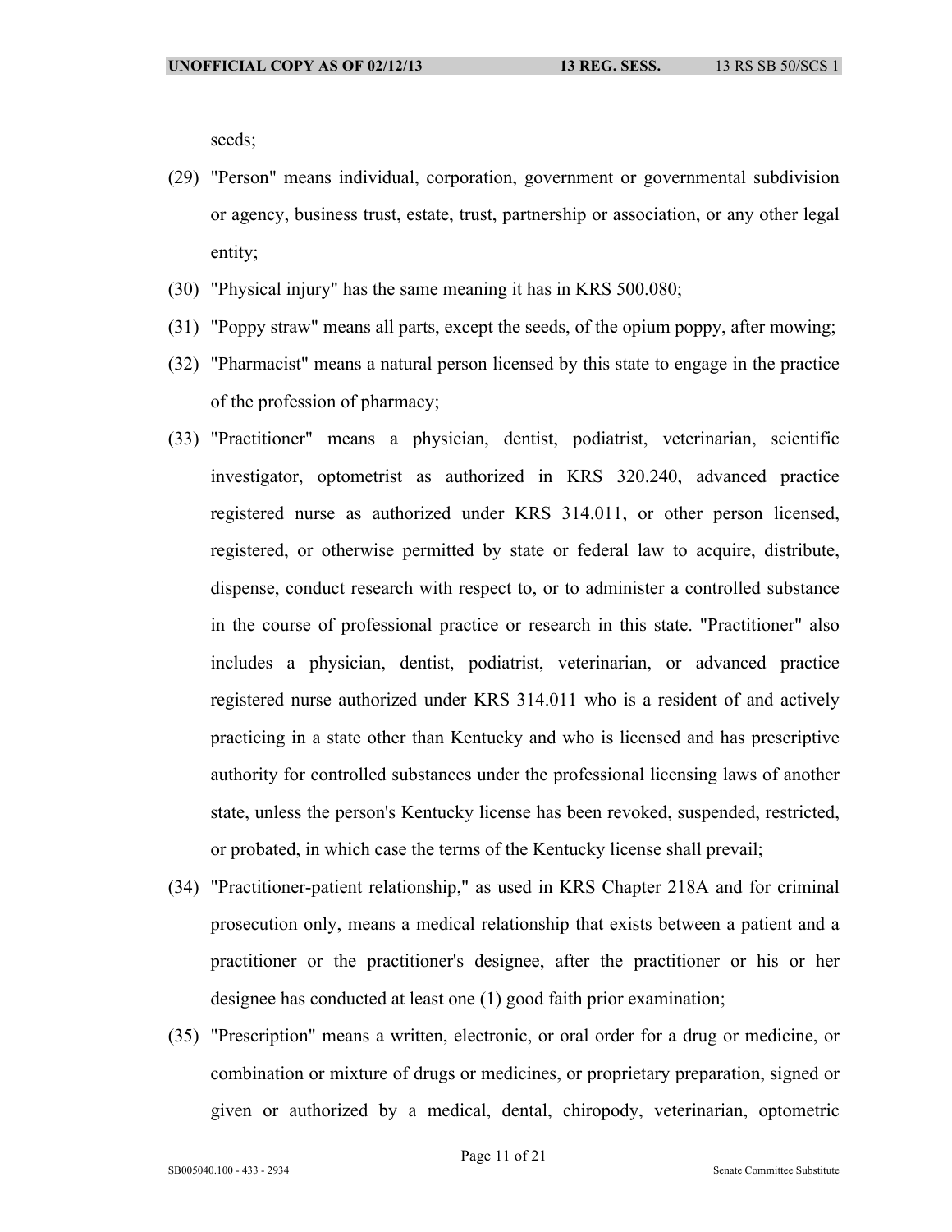seeds;

(29) "Person" means individual, corporation, government or governmental subdivision or agency, business trust, estate, trust, partnership or association, or any other legal entity;

(30) "Physical injury" has the same meaning it has in KRS 500.080;

(31) "Poppy straw" means all parts, except the seeds, of the opium poppy, after mowing;

(32) "Pharmacist" means a natural person licensed by this state to engage in the practice of the profession of pharmacy;

(33) "Practitioner" means a physician, dentist, podiatrist, veterinarian, scientific investigator, optometrist as authorized in KRS 320.240, advanced practice registered nurse as authorized under KRS 314.011, or other person licensed, registered, or otherwise permitted by state or federal law to acquire, distribute, dispense, conduct research with respect to, or to administer a controlled substance in the course of professional practice or research in this state. "Practitioner" also includes a physician, dentist, podiatrist, veterinarian, or advanced practice registered nurse authorized under KRS 314.011 who is a resident of and actively practicing in a state other than Kentucky and who is licensed and has prescriptive authority for controlled substances under the professional licensing laws of another state, unless the person's Kentucky license has been revoked, suspended, restricted, or probated, in which case the terms of the Kentucky license shall prevail;

(34) "Practitioner-patient relationship," as used in KRS Chapter 218A and for criminal prosecution only, means a medical relationship that exists between a patient and a practitioner or the practitioner's designee, after the practitioner or his or her designee has conducted at least one (1) good faith prior examination;

(35) "Prescription" means a written, electronic, or oral order for a drug or medicine, or combination or mixture of drugs or medicines, or proprietary preparation, signed or given or authorized by a medical, dental, chiropody, veterinarian, optometric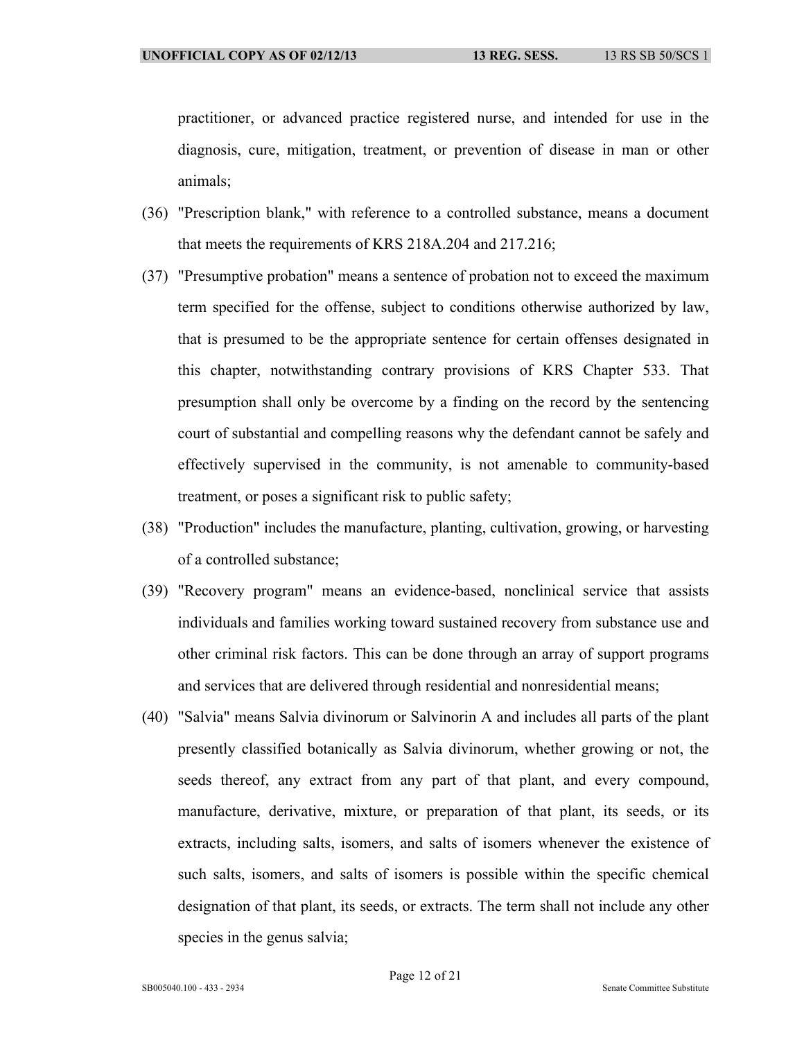practitioner, or advanced practice registered nurse, and intended for use in the diagnosis, cure, mitigation, treatment, or prevention of disease in man or other animals;

(36) "Prescription blank," with reference to a controlled substance, means a document that meets the requirements of KRS 218A.204 and 217.216;

(37) "Presumptive probation" means a sentence of probation not to exceed the maximum term specified for the offense, subject to conditions otherwise authorized by law, that is presumed to be the appropriate sentence for certain offenses designated in this chapter, notwithstanding contrary provisions of KRS Chapter 533. That presumption shall only be overcome by a finding on the record by the sentencing court of substantial and compelling reasons why the defendant cannot be safely and effectively supervised in the community, is not amenable to community-based treatment, or poses a significant risk to public safety;

(38) "Production" includes the manufacture, planting, cultivation, growing, or harvesting of a controlled substance;

(39) "Recovery program" means an evidence-based, nonclinical service that assists individuals and families working toward sustained recovery from substance use and other criminal risk factors. This can be done through an array of support programs and services that are delivered through residential and nonresidential means;

(40) "Salvia" means Salvia divinorum or Salvinorin A and includes all parts of the plant presently classified botanically as Salvia divinorum, whether growing or not, the seeds thereof, any extract from any part of that plant, and every compound, manufacture, derivative, mixture, or preparation of that plant, its seeds, or its extracts, including salts, isomers, and salts of isomers whenever the existence of such salts, isomers, and salts of isomers is possible within the specific chemical designation of that plant, its seeds, or extracts. The term shall not include any other species in the genus salvia;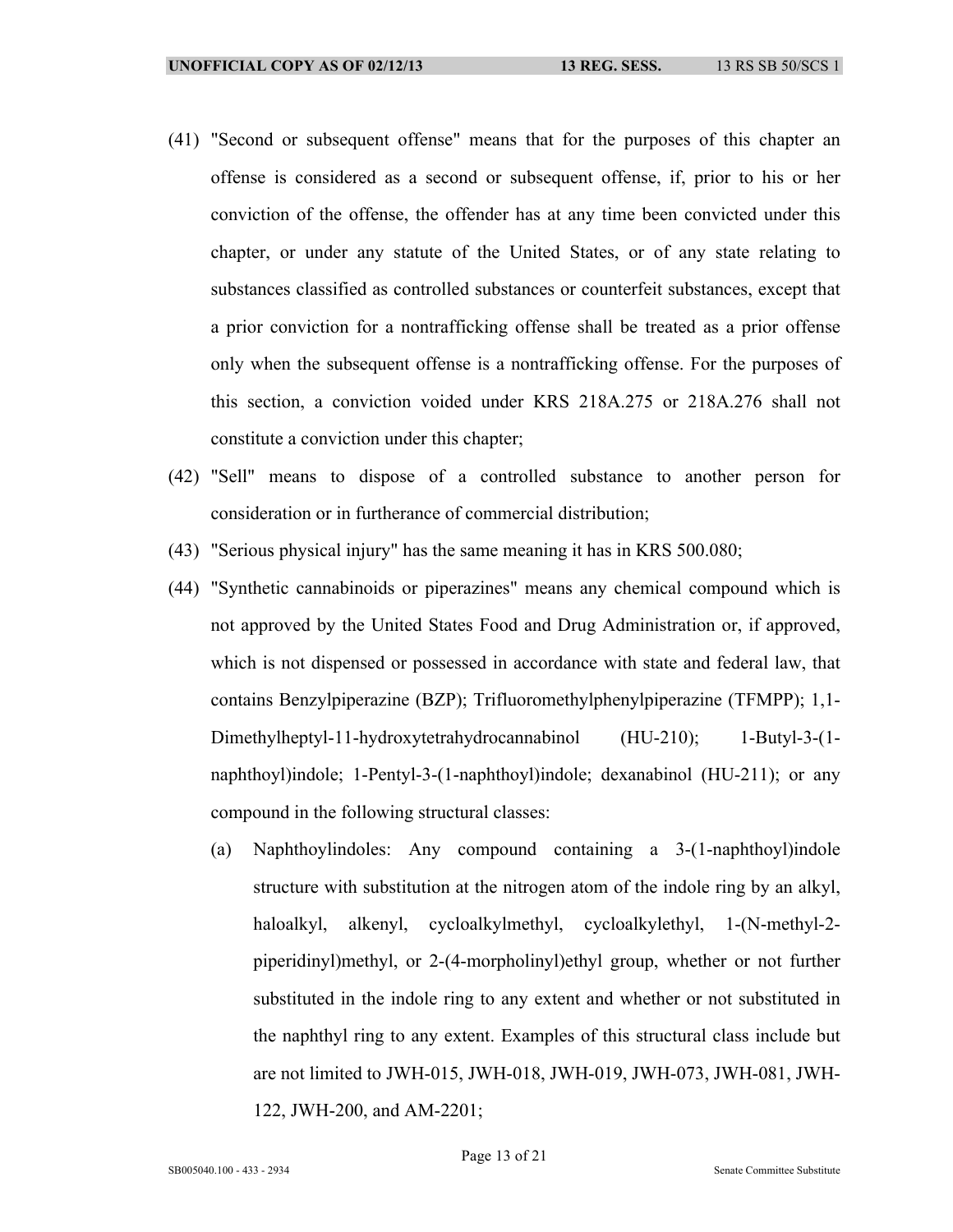(41) "Second or subsequent offense" means that for the purposes of this chapter an offense is considered as a second or subsequent offense, if, prior to his or her conviction of the offense, the offender has at any time been convicted under this chapter, or under any statute of the United States, or of any state relating to substances classified as controlled substances or counterfeit substances, except that a prior conviction for a nontrafficking offense shall be treated as a prior offense only when the subsequent offense is a nontrafficking offense. For the purposes of this section, a conviction voided under KRS 218A.275 or 218A.276 shall not constitute a conviction under this chapter;

(42) "Sell" means to dispose of a controlled substance to another person for consideration or in furtherance of commercial distribution;

(43) "Serious physical injury" has the same meaning it has in KRS 500.080;

(44) "Synthetic cannabinoids or piperazines" means any chemical compound which is not approved by the United States Food and Drug Administration or, if approved, which is not dispensed or possessed in accordance with state and federal law, that contains Benzylpiperazine (BZP); Trifluoromethylphenylpiperazine (TFMPP); 1,1-Dimethylheptyl-11-hydroxytetrahydrocannabinol (HU-210); 1-Butyl-3-(1-naphthoyl)indole; 1-Pentyl-3-(1-naphthoyl)indole; dexanabinol (HU-211); or any compound in the following structural classes:

(a) Naphthoylindoles: Any compound containing a 3-(1-naphthoyl)indole structure with substitution at the nitrogen atom of the indole ring by an alkyl, haloalkyl, alkenyl, cycloalkylmethyl, cycloalkylethyl, 1-(N-methyl-2-piperidinyl)methyl, or 2-(4-morpholinyl)ethyl group, whether or not further substituted in the indole ring to any extent and whether or not substituted in the naphthyl ring to any extent. Examples of this structural class include but are not limited to JWH-015, JWH-018, JWH-019, JWH-073, JWH-081, JWH-122, JWH-200, and AM-2201;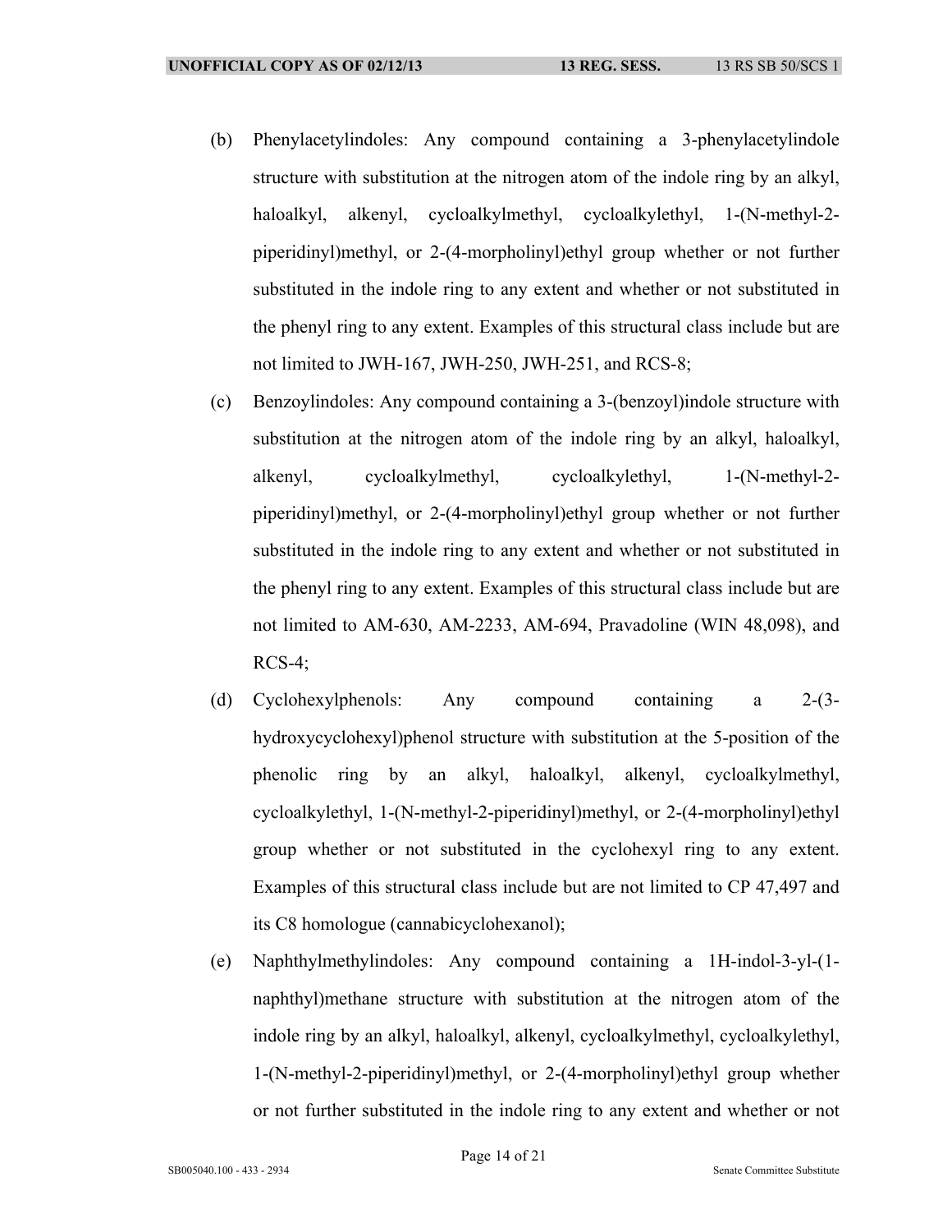(b) Phenylacetylindoles: Any compound containing a 3-phenylacetylindole structure with substitution at the nitrogen atom of the indole ring by an alkyl, haloalkyl, alkenyl, cycloalkylmethyl, cycloalkylethyl, 1-(N-methyl-2-piperidinyl)methyl, or 2-(4-morpholinyl)ethyl group whether or not further substituted in the indole ring to any extent and whether or not substituted in the phenyl ring to any extent. Examples of this structural class include but are not limited to JWH-167, JWH-250, JWH-251, and RCS-8;

(c) Benzoylindoles: Any compound containing a 3-(benzoyl)indole structure with substitution at the nitrogen atom of the indole ring by an alkyl, haloalkyl, alkenyl, cycloalkylmethyl, cycloalkylethyl, 1-(N-methyl-2-piperidinyl)methyl, or 2-(4-morpholinyl)ethyl group whether or not further substituted in the indole ring to any extent and whether or not substituted in the phenyl ring to any extent. Examples of this structural class include but are not limited to AM-630, AM-2233, AM-694, Pravadoline (WIN 48,098), and RCS-4;

(d) Cyclohexylphenols: Any compound containing a 2-(3-hydroxycyclohexyl)phenol structure with substitution at the 5-position of the phenolic ring by an alkyl, haloalkyl, alkenyl, cycloalkylmethyl, cycloalkylethyl, 1-(N-methyl-2-piperidinyl)methyl, or 2-(4-morpholinyl)ethyl group whether or not substituted in the cyclohexyl ring to any extent. Examples of this structural class include but are not limited to CP 47,497 and its C8 homologue (cannabicyclohexanol);

(e) Naphthylmethylindoles: Any compound containing a 1H-indol-3-yl-(1-naphthyl)methane structure with substitution at the nitrogen atom of the indole ring by an alkyl, haloalkyl, alkenyl, cycloalkylmethyl, cycloalkylethyl, 1-(N-methyl-2-piperidinyl)methyl, or 2-(4-morpholinyl)ethyl group whether or not further substituted in the indole ring to any extent and whether or not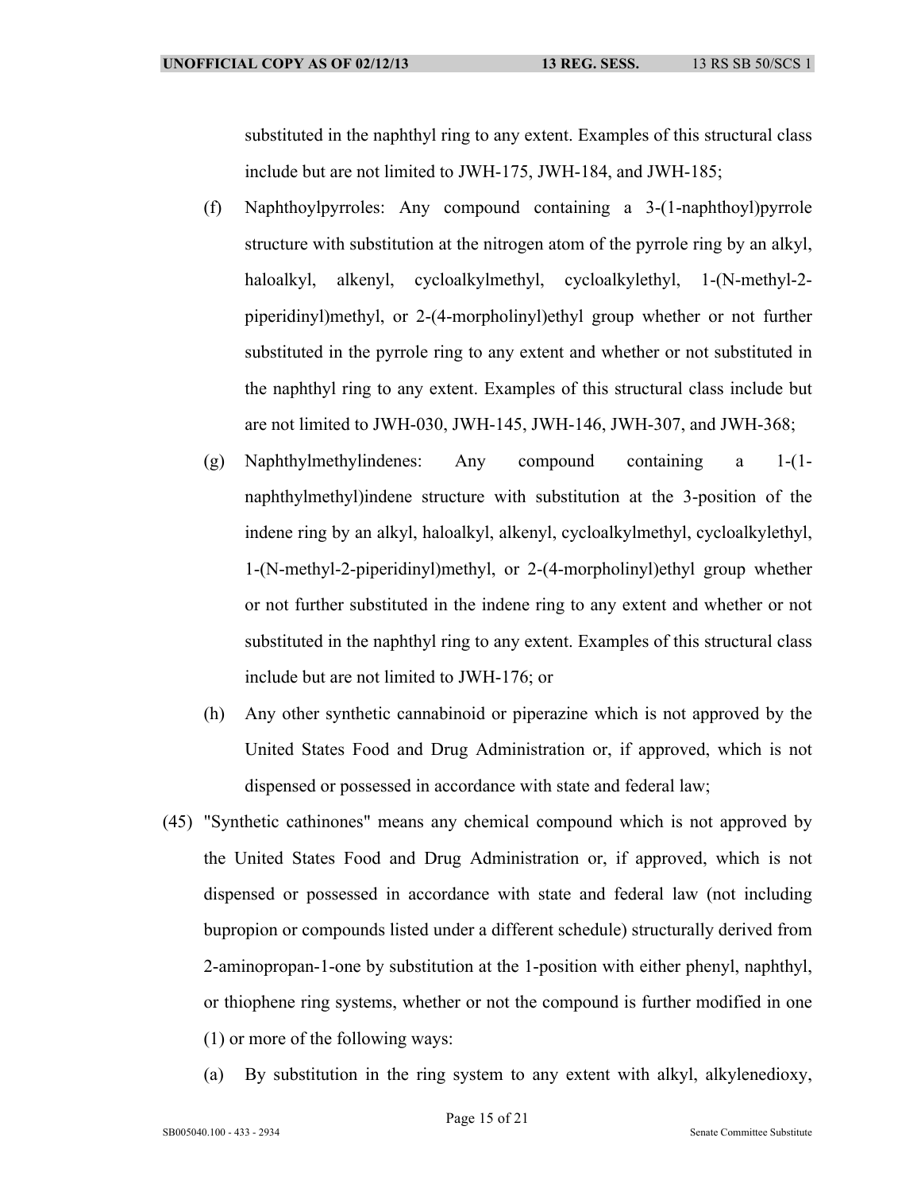substituted in the naphthyl ring to any extent. Examples of this structural class include but are not limited to JWH-175, JWH-184, and JWH-185;

(f) Naphthoylpyrroles: Any compound containing a 3-(1-naphthoyl)pyrrole structure with substitution at the nitrogen atom of the pyrrole ring by an alkyl, haloalkyl, alkenyl, cycloalkylmethyl, cycloalkylethyl, 1-(N-methyl-2-piperidinyl)methyl, or 2-(4-morpholinyl)ethyl group whether or not further substituted in the pyrrole ring to any extent and whether or not substituted in the naphthyl ring to any extent. Examples of this structural class include but are not limited to JWH-030, JWH-145, JWH-146, JWH-307, and JWH-368;

(g) Naphthylmethylindenes: Any compound containing a 1-(1-naphthylmethyl)indene structure with substitution at the 3-position of the indene ring by an alkyl, haloalkyl, alkenyl, cycloalkylmethyl, cycloalkylethyl, 1-(N-methyl-2-piperidinyl)methyl, or 2-(4-morpholinyl)ethyl group whether or not further substituted in the indene ring to any extent and whether or not substituted in the naphthyl ring to any extent. Examples of this structural class include but are not limited to JWH-176; or

(h) Any other synthetic cannabinoid or piperazine which is not approved by the United States Food and Drug Administration or, if approved, which is not dispensed or possessed in accordance with state and federal law;

(45) "Synthetic cathinones" means any chemical compound which is not approved by the United States Food and Drug Administration or, if approved, which is not dispensed or possessed in accordance with state and federal law (not including bupropion or compounds listed under a different schedule) structurally derived from 2-aminopropan-1-one by substitution at the 1-position with either phenyl, naphthyl, or thiophene ring systems, whether or not the compound is further modified in one (1) or more of the following ways:

(a) By substitution in the ring system to any extent with alkyl, alkylenedioxy,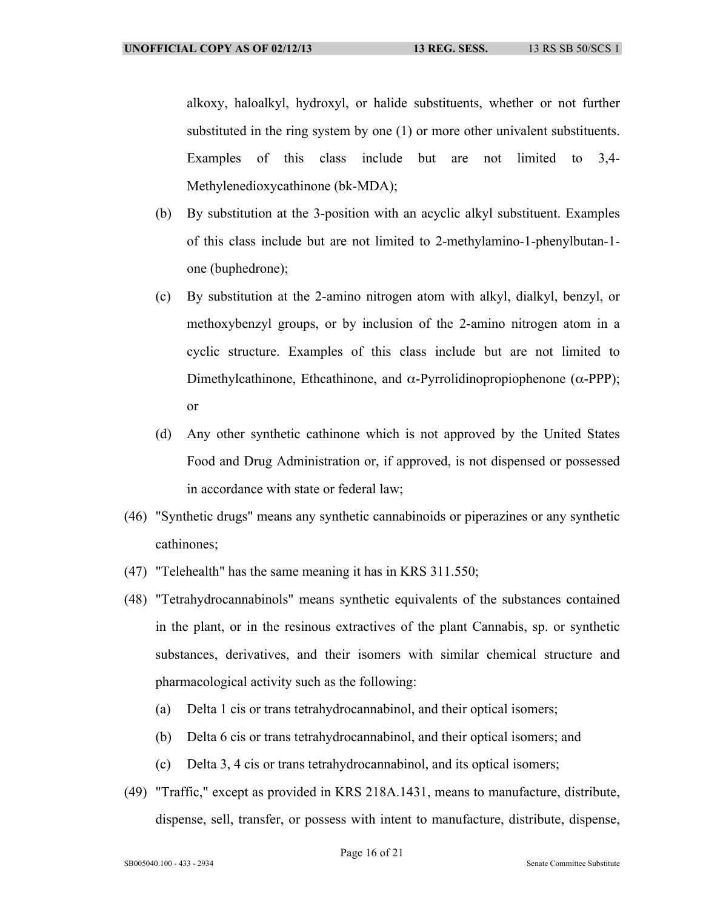alkoxy, haloalkyl, hydroxyl, or halide substituents, whether or not further substituted in the ring system by one (1) or more other univalent substituents. Examples of this class include but are not limited to 3,4-Methylenedioxycathinone (bk-MDA);

(b) By substitution at the 3-position with an acyclic alkyl substituent. Examples of this class include but are not limited to 2-methylamino-1-phenylbutan-1-one (buphedrone);

(c) By substitution at the 2-amino nitrogen atom with alkyl, dialkyl, benzyl, or methoxybenzyl groups, or by inclusion of the 2-amino nitrogen atom in a cyclic structure. Examples of this class include but are not limited to Dimethylcathinone, Ethcathinone, and α-Pyrrolidinopropiophenone (α-PPP); or

(d) Any other synthetic cathinone which is not approved by the United States Food and Drug Administration or, if approved, is not dispensed or possessed in accordance with state or federal law;

(46) "Synthetic drugs" means any synthetic cannabinoids or piperazines or any synthetic cathinones;

(47) "Telehealth" has the same meaning it has in KRS 311.550;

(48) "Tetrahydrocannabinols" means synthetic equivalents of the substances contained in the plant, or in the resinous extractives of the plant Cannabis, sp. or synthetic substances, derivatives, and their isomers with similar chemical structure and pharmacological activity such as the following:

(a) Delta 1 cis or trans tetrahydrocannabinol, and their optical isomers;

(b) Delta 6 cis or trans tetrahydrocannabinol, and their optical isomers; and

(c) Delta 3, 4 cis or trans tetrahydrocannabinol, and its optical isomers;

(49) "Traffic," except as provided in KRS 218A.1431, means to manufacture, distribute, dispense, sell, transfer, or possess with intent to manufacture, distribute, dispense,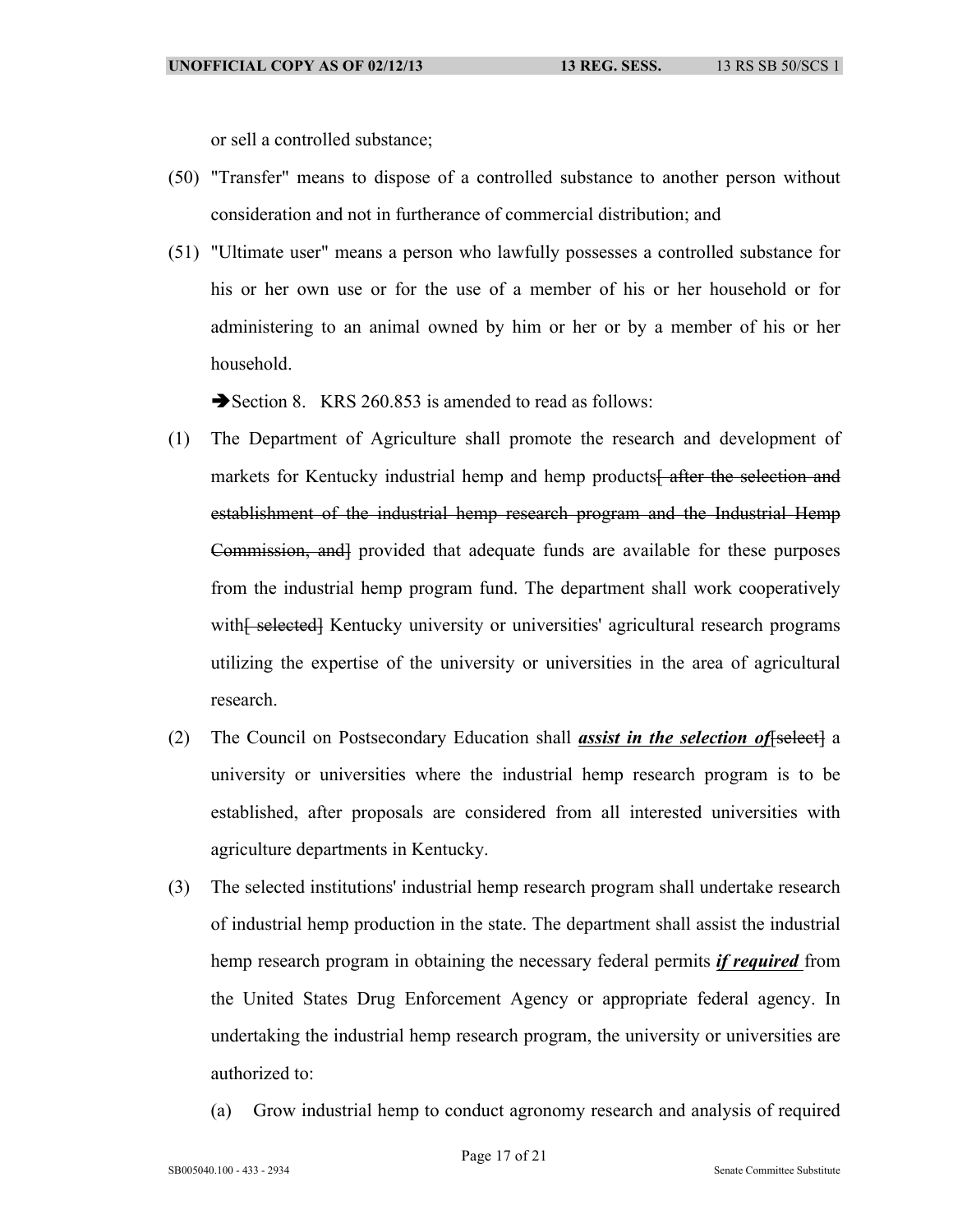or sell a controlled substance;

(50) "Transfer" means to dispose of a controlled substance to another person without consideration and not in furtherance of commercial distribution; and

(51) "Ultimate user" means a person who lawfully possesses a controlled substance for his or her own use or for the use of a member of his or her household or for administering to an animal owned by him or her or by a member of his or her household.

➔Section 8. KRS 260.853 is amended to read as follows:

(1) The Department of Agriculture shall promote the research and development of markets for Kentucky industrial hemp and hemp products~~[ after the selection and establishment of the industrial hemp research program and the Industrial Hemp Commission, and]~~ provided that adequate funds are available for these purposes from the industrial hemp program fund. The department shall work cooperatively with~~[ selected]~~ Kentucky university or universities' agricultural research programs utilizing the expertise of the university or universities in the area of agricultural research.

(2) The Council on Postsecondary Education shall ***assist in the selection of***~~[select]~~ a university or universities where the industrial hemp research program is to be established, after proposals are considered from all interested universities with agriculture departments in Kentucky.

(3) The selected institutions' industrial hemp research program shall undertake research of industrial hemp production in the state. The department shall assist the industrial hemp research program in obtaining the necessary federal permits ***if required*** from the United States Drug Enforcement Agency or appropriate federal agency. In undertaking the industrial hemp research program, the university or universities are authorized to:

(a) Grow industrial hemp to conduct agronomy research and analysis of required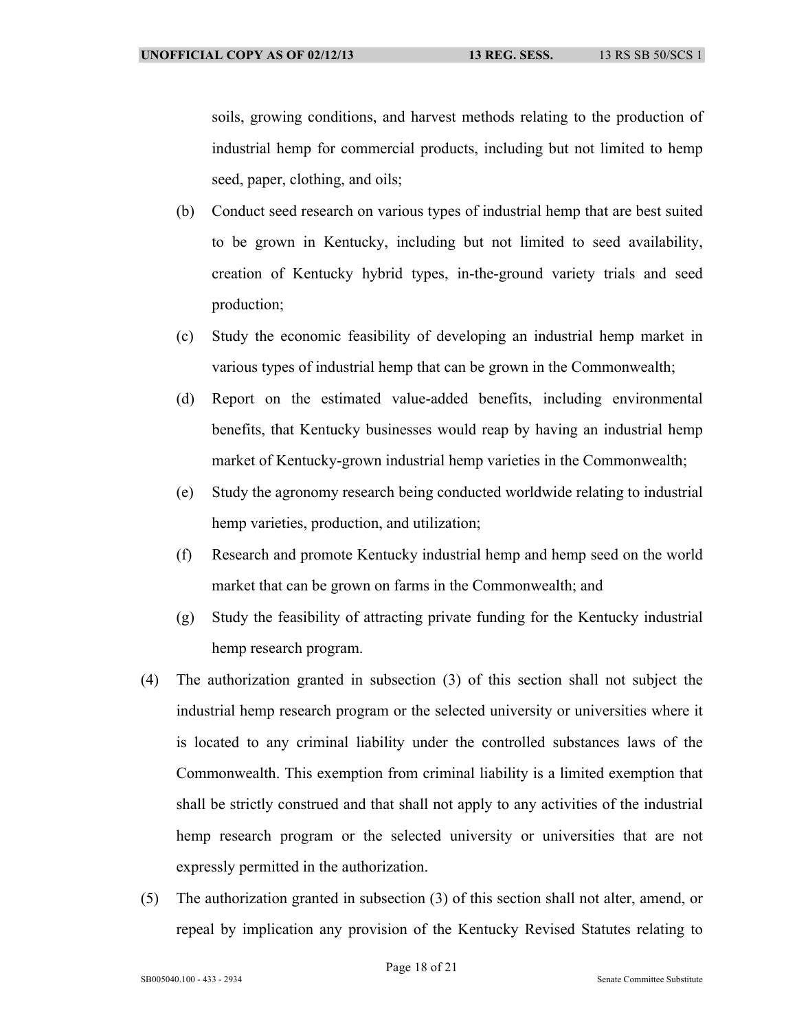soils, growing conditions, and harvest methods relating to the production of industrial hemp for commercial products, including but not limited to hemp seed, paper, clothing, and oils;

(b) Conduct seed research on various types of industrial hemp that are best suited to be grown in Kentucky, including but not limited to seed availability, creation of Kentucky hybrid types, in-the-ground variety trials and seed production;

(c) Study the economic feasibility of developing an industrial hemp market in various types of industrial hemp that can be grown in the Commonwealth;

(d) Report on the estimated value-added benefits, including environmental benefits, that Kentucky businesses would reap by having an industrial hemp market of Kentucky-grown industrial hemp varieties in the Commonwealth;

(e) Study the agronomy research being conducted worldwide relating to industrial hemp varieties, production, and utilization;

(f) Research and promote Kentucky industrial hemp and hemp seed on the world market that can be grown on farms in the Commonwealth; and

(g) Study the feasibility of attracting private funding for the Kentucky industrial hemp research program.

(4) The authorization granted in subsection (3) of this section shall not subject the industrial hemp research program or the selected university or universities where it is located to any criminal liability under the controlled substances laws of the Commonwealth. This exemption from criminal liability is a limited exemption that shall be strictly construed and that shall not apply to any activities of the industrial hemp research program or the selected university or universities that are not expressly permitted in the authorization.

(5) The authorization granted in subsection (3) of this section shall not alter, amend, or repeal by implication any provision of the Kentucky Revised Statutes relating to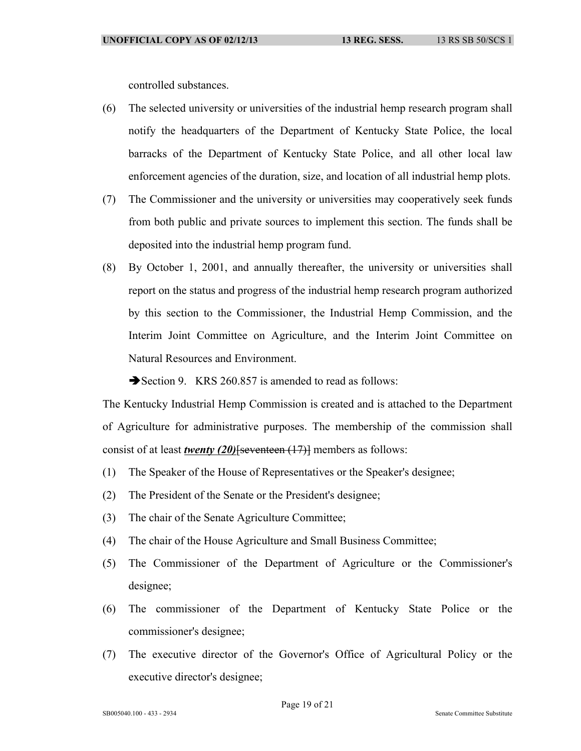controlled substances.

(6) The selected university or universities of the industrial hemp research program shall notify the headquarters of the Department of Kentucky State Police, the local barracks of the Department of Kentucky State Police, and all other local law enforcement agencies of the duration, size, and location of all industrial hemp plots.

(7) The Commissioner and the university or universities may cooperatively seek funds from both public and private sources to implement this section. The funds shall be deposited into the industrial hemp program fund.

(8) By October 1, 2001, and annually thereafter, the university or universities shall report on the status and progress of the industrial hemp research program authorized by this section to the Commissioner, the Industrial Hemp Commission, and the Interim Joint Committee on Agriculture, and the Interim Joint Committee on Natural Resources and Environment.

➔Section 9. KRS 260.857 is amended to read as follows:

The Kentucky Industrial Hemp Commission is created and is attached to the Department of Agriculture for administrative purposes. The membership of the commission shall consist of at least ***twenty (20)***~~[seventeen (17)]~~ members as follows:

(1) The Speaker of the House of Representatives or the Speaker's designee;

(2) The President of the Senate or the President's designee;

(3) The chair of the Senate Agriculture Committee;

(4) The chair of the House Agriculture and Small Business Committee;

(5) The Commissioner of the Department of Agriculture or the Commissioner's designee;

(6) The commissioner of the Department of Kentucky State Police or the commissioner's designee;

(7) The executive director of the Governor's Office of Agricultural Policy or the executive director's designee;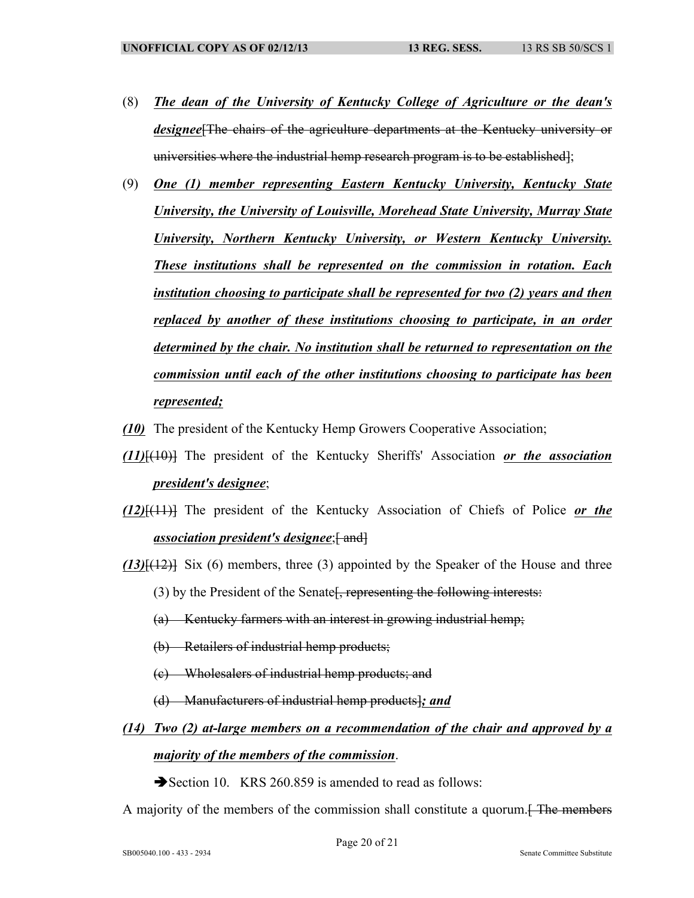(8) ***The dean of the University of Kentucky College of Agriculture or the dean's designee***[The chairs of the agriculture departments at the Kentucky university or universities where the industrial hemp research program is to be established];

(9) ***One (1) member representing Eastern Kentucky University, Kentucky State University, the University of Louisville, Morehead State University, Murray State University, Northern Kentucky University, or Western Kentucky University. These institutions shall be represented on the commission in rotation. Each institution choosing to participate shall be represented for two (2) years and then replaced by another of these institutions choosing to participate, in an order determined by the chair. No institution shall be returned to representation on the commission until each of the other institutions choosing to participate has been represented;***

***(10)*** The president of the Kentucky Hemp Growers Cooperative Association;

***(11)***[(10)] The president of the Kentucky Sheriffs' Association ***or the association president's designee***;

***(12)***[(11)] The president of the Kentucky Association of Chiefs of Police ***or the association president's designee***;[ and]

***(13)***[(12)] Six (6) members, three (3) appointed by the Speaker of the House and three (3) by the President of the Senate[, representing the following interests:

(a) Kentucky farmers with an interest in growing industrial hemp;

(b) Retailers of industrial hemp products;

(c) Wholesalers of industrial hemp products; and

(d) Manufacturers of industrial hemp products]***; and***

***(14) Two (2) at-large members on a recommendation of the chair and approved by a majority of the members of the commission***.

➔Section 10. KRS 260.859 is amended to read as follows:

A majority of the members of the commission shall constitute a quorum.[ The members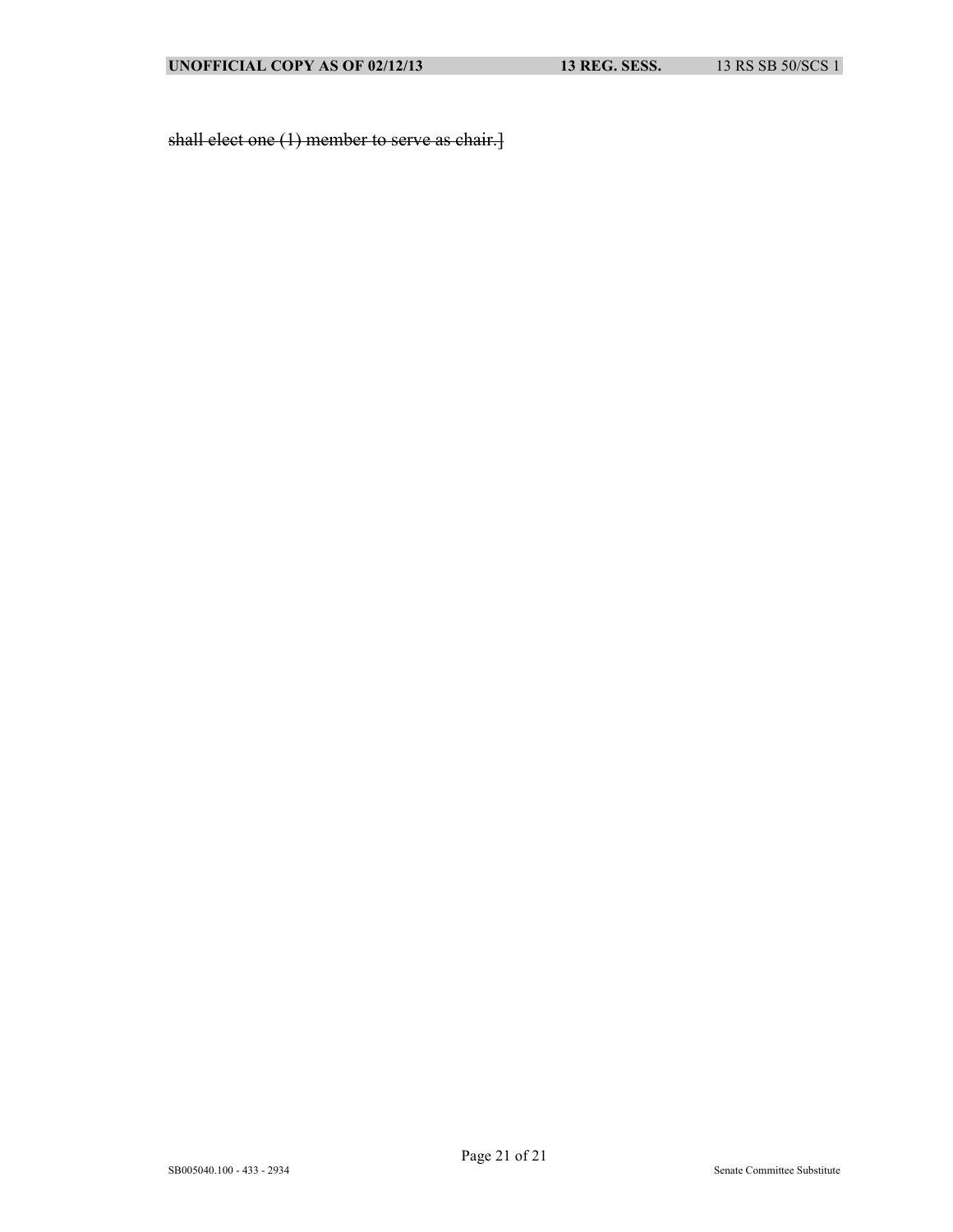~~shall elect one (1) member to serve as chair.]~~